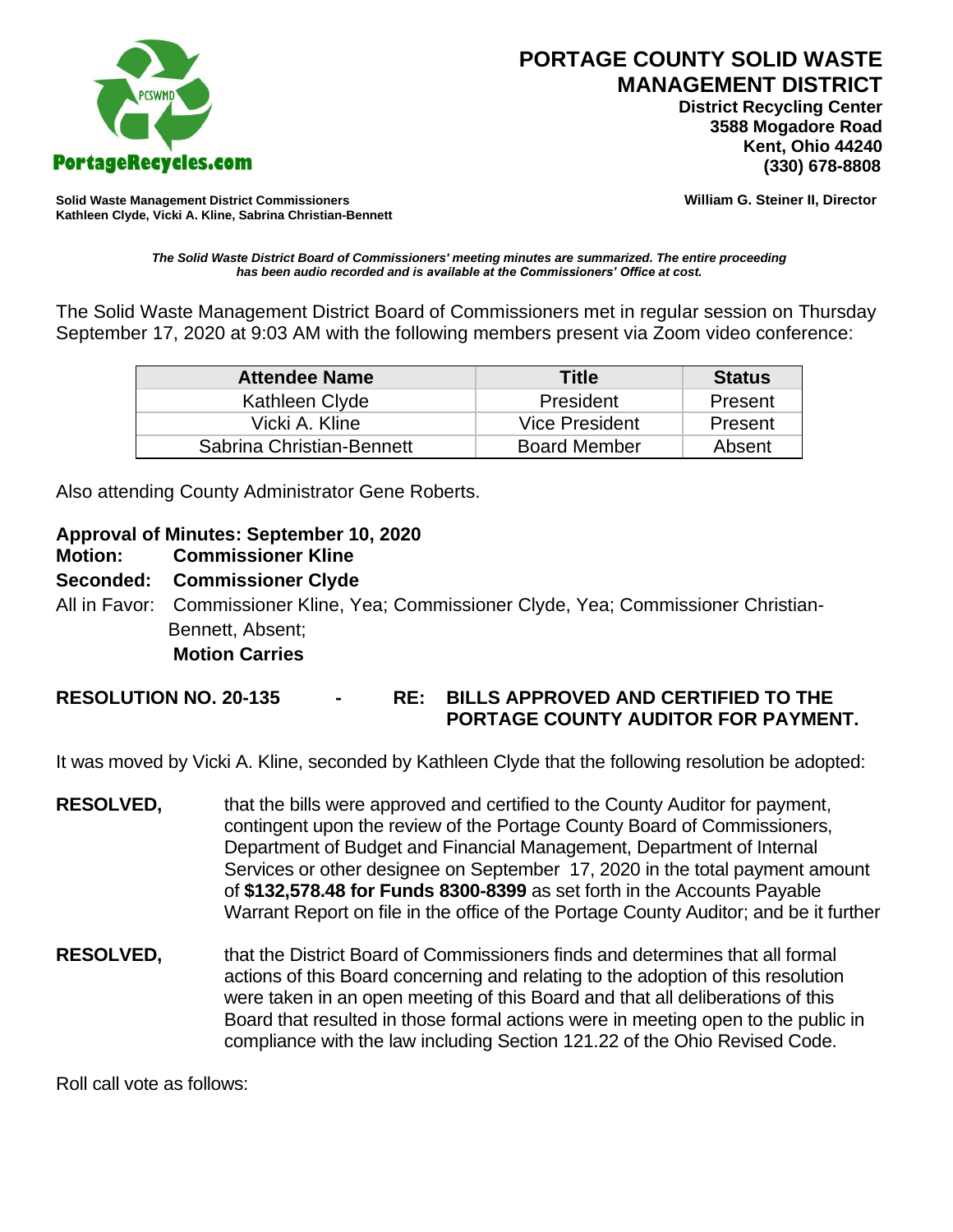PortageRecycles.com

# PORTAGE COUNTY SOLID WASTE MANAGEMENT DISTRICT

**District Recycling Center**
**3588 Mogadore Road**
**Kent, Ohio 44240**
**(330) 678-8808**

**Solid Waste Management District Commissioners**
**Kathleen Clyde, Vicki A. Kline, Sabrina Christian-Bennett**

**William G. Steiner II, Director**

***The Solid Waste District Board of Commissioners' meeting minutes are summarized. The entire proceeding has been audio recorded and is available at the Commissioners' Office at cost.***

The Solid Waste Management District Board of Commissioners met in regular session on Thursday September 17, 2020 at 9:03 AM with the following members present via Zoom video conference:

| Attendee Name | Title | Status |
|---|---|---|
| Kathleen Clyde | President | Present |
| Vicki A. Kline | Vice President | Present |
| Sabrina Christian-Bennett | Board Member | Absent |

Also attending County Administrator Gene Roberts.

**Approval of Minutes: September 10, 2020**
**Motion: Commissioner Kline**
**Seconded: Commissioner Clyde**
All in Favor: Commissioner Kline, Yea; Commissioner Clyde, Yea; Commissioner Christian-Bennett, Absent;
**Motion Carries**

**RESOLUTION NO. 20-135 - RE: BILLS APPROVED AND CERTIFIED TO THE PORTAGE COUNTY AUDITOR FOR PAYMENT.**

It was moved by Vicki A. Kline, seconded by Kathleen Clyde that the following resolution be adopted:

**RESOLVED,** that the bills were approved and certified to the County Auditor for payment, contingent upon the review of the Portage County Board of Commissioners, Department of Budget and Financial Management, Department of Internal Services or other designee on September 17, 2020 in the total payment amount of **$132,578.48 for Funds 8300-8399** as set forth in the Accounts Payable Warrant Report on file in the office of the Portage County Auditor; and be it further

**RESOLVED,** that the District Board of Commissioners finds and determines that all formal actions of this Board concerning and relating to the adoption of this resolution were taken in an open meeting of this Board and that all deliberations of this Board that resulted in those formal actions were in meeting open to the public in compliance with the law including Section 121.22 of the Ohio Revised Code.

Roll call vote as follows: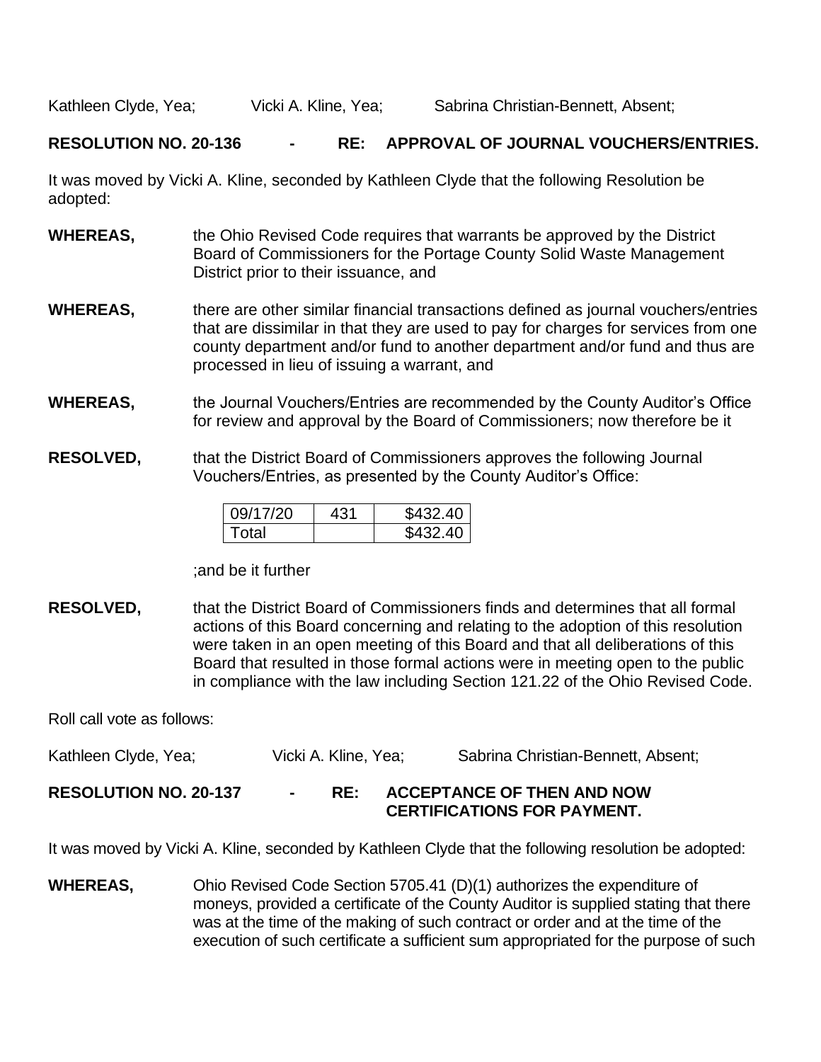Kathleen Clyde, Yea; Vicki A. Kline, Yea; Sabrina Christian-Bennett, Absent;

**RESOLUTION NO. 20-136 - RE: APPROVAL OF JOURNAL VOUCHERS/ENTRIES.**

It was moved by Vicki A. Kline, seconded by Kathleen Clyde that the following Resolution be adopted:

**WHEREAS,** the Ohio Revised Code requires that warrants be approved by the District Board of Commissioners for the Portage County Solid Waste Management District prior to their issuance, and

**WHEREAS,** there are other similar financial transactions defined as journal vouchers/entries that are dissimilar in that they are used to pay for charges for services from one county department and/or fund to another department and/or fund and thus are processed in lieu of issuing a warrant, and

**WHEREAS,** the Journal Vouchers/Entries are recommended by the County Auditor's Office for review and approval by the Board of Commissioners; now therefore be it

**RESOLVED,** that the District Board of Commissioners approves the following Journal Vouchers/Entries, as presented by the County Auditor's Office:

| | | |
|---|---|---|
| 09/17/20 | 431 | $432.40 |
| Total | | $432.40 |

;and be it further

**RESOLVED,** that the District Board of Commissioners finds and determines that all formal actions of this Board concerning and relating to the adoption of this resolution were taken in an open meeting of this Board and that all deliberations of this Board that resulted in those formal actions were in meeting open to the public in compliance with the law including Section 121.22 of the Ohio Revised Code.

Roll call vote as follows:

Kathleen Clyde, Yea; Vicki A. Kline, Yea; Sabrina Christian-Bennett, Absent;

**RESOLUTION NO. 20-137 - RE: ACCEPTANCE OF THEN AND NOW CERTIFICATIONS FOR PAYMENT.**

It was moved by Vicki A. Kline, seconded by Kathleen Clyde that the following resolution be adopted:

**WHEREAS,** Ohio Revised Code Section 5705.41 (D)(1) authorizes the expenditure of moneys, provided a certificate of the County Auditor is supplied stating that there was at the time of the making of such contract or order and at the time of the execution of such certificate a sufficient sum appropriated for the purpose of such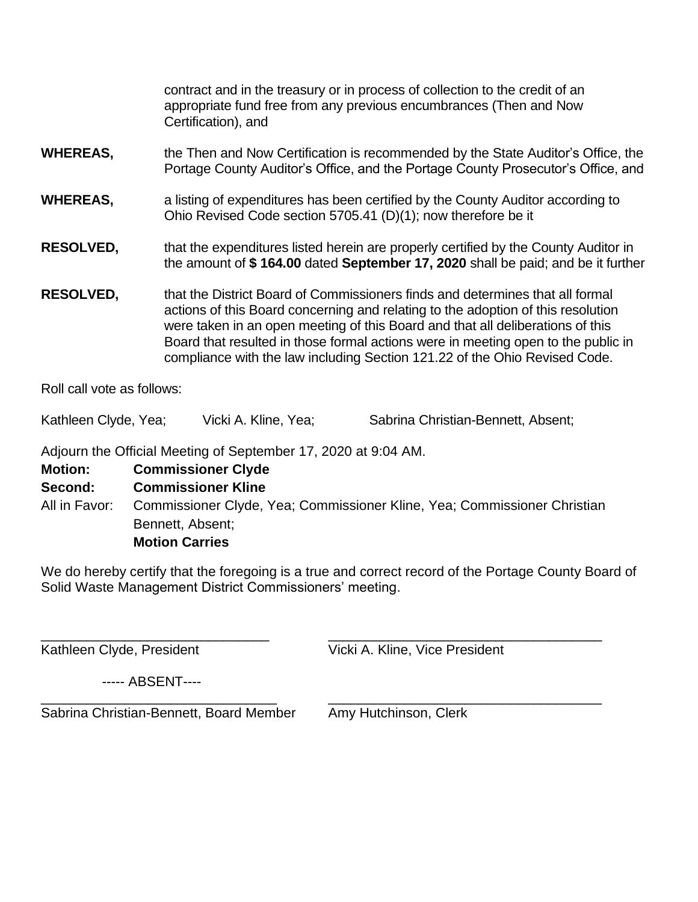contract and in the treasury or in process of collection to the credit of an appropriate fund free from any previous encumbrances (Then and Now Certification), and

**WHEREAS,** the Then and Now Certification is recommended by the State Auditor's Office, the Portage County Auditor's Office, and the Portage County Prosecutor's Office, and

**WHEREAS,** a listing of expenditures has been certified by the County Auditor according to Ohio Revised Code section 5705.41 (D)(1); now therefore be it

**RESOLVED,** that the expenditures listed herein are properly certified by the County Auditor in the amount of **$ 164.00** dated **September 17, 2020** shall be paid; and be it further

**RESOLVED,** that the District Board of Commissioners finds and determines that all formal actions of this Board concerning and relating to the adoption of this resolution were taken in an open meeting of this Board and that all deliberations of this Board that resulted in those formal actions were in meeting open to the public in compliance with the law including Section 121.22 of the Ohio Revised Code.

Roll call vote as follows:

Kathleen Clyde, Yea; Vicki A. Kline, Yea; Sabrina Christian-Bennett, Absent;

Adjourn the Official Meeting of September 17, 2020 at 9:04 AM.

**Motion:** **Commissioner Clyde**
**Second:** **Commissioner Kline**
All in Favor: Commissioner Clyde, Yea; Commissioner Kline, Yea; Commissioner Christian Bennett, Absent;
**Motion Carries**

We do hereby certify that the foregoing is a true and correct record of the Portage County Board of Solid Waste Management District Commissioners' meeting.

_______________________________
Kathleen Clyde, President

_______________________________
Vicki A. Kline, Vice President

----- ABSENT----
_______________________________
Sabrina Christian-Bennett, Board Member

_______________________________
Amy Hutchinson, Clerk